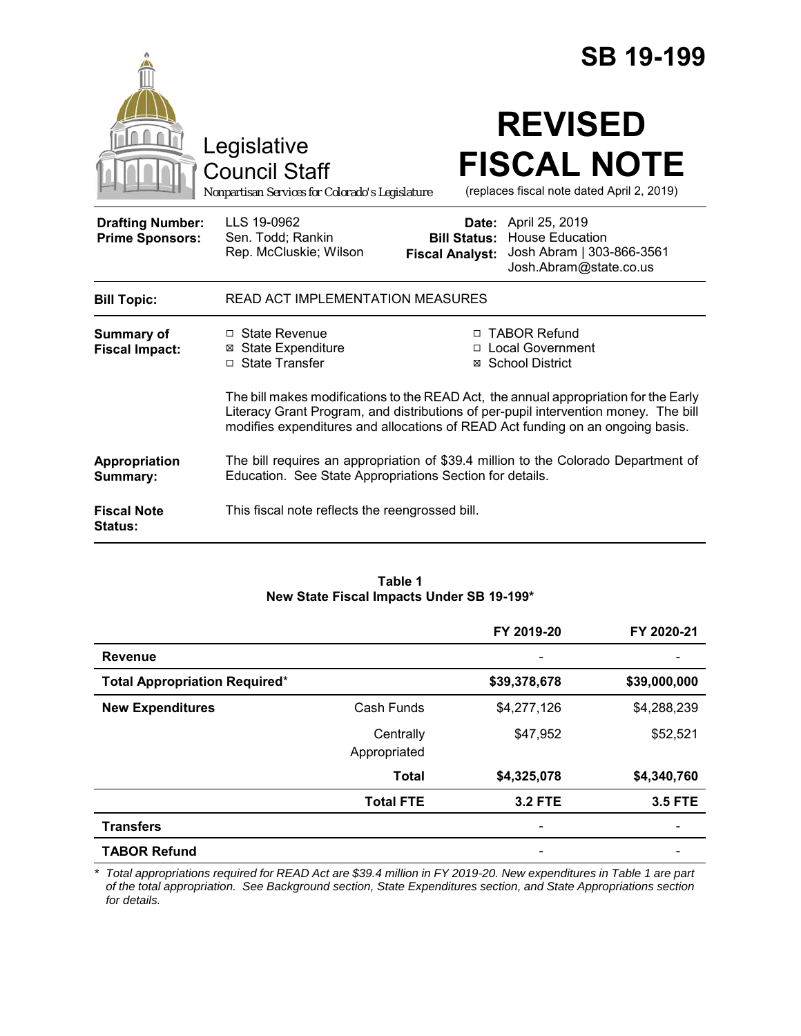# SB 19-199

Legislative Council Staff

*Nonpartisan Services for Colorado's Legislature*

# REVISED FISCAL NOTE

(replaces fiscal note dated April 2, 2019)

| | | | |
|---|---|---|---|
| **Drafting Number:** | LLS 19-0962 | **Date:** | April 25, 2019 |
| **Prime Sponsors:** | Sen. Todd; Rankin<br>Rep. McCluskie; Wilson | **Bill Status:** | House Education |
| | | **Fiscal Analyst:** | Josh Abram \| 303-866-3561<br>Josh.Abram@state.co.us |

**Bill Topic:** READ ACT IMPLEMENTATION MEASURES

**Summary of Fiscal Impact:**

- ☐ State Revenue
- ☒ State Expenditure
- ☐ State Transfer
- ☐ TABOR Refund
- ☐ Local Government
- ☒ School District

The bill makes modifications to the READ Act, the annual appropriation for the Early Literacy Grant Program, and distributions of per-pupil intervention money. The bill modifies expenditures and allocations of READ Act funding on an ongoing basis.

**Appropriation Summary:** The bill requires an appropriation of $39.4 million to the Colorado Department of Education. See State Appropriations Section for details.

**Fiscal Note Status:** This fiscal note reflects the reengrossed bill.

**Table 1**
**New State Fiscal Impacts Under SB 19-199***

| | | FY 2019-20 | FY 2020-21 |
|---|---|---|---|
| **Revenue** | | - | - |
| **Total Appropriation Required*** | | **$39,378,678** | **$39,000,000** |
| **New Expenditures** | Cash Funds | $4,277,126 | $4,288,239 |
| | Centrally Appropriated | $47,952 | $52,521 |
| | **Total** | **$4,325,078** | **$4,340,760** |
| | **Total FTE** | **3.2 FTE** | **3.5 FTE** |
| **Transfers** | | - | - |
| **TABOR Refund** | | - | - |

\* *Total appropriations required for READ Act are $39.4 million in FY 2019-20. New expenditures in Table 1 are part of the total appropriation. See Background section, State Expenditures section, and State Appropriations section for details.*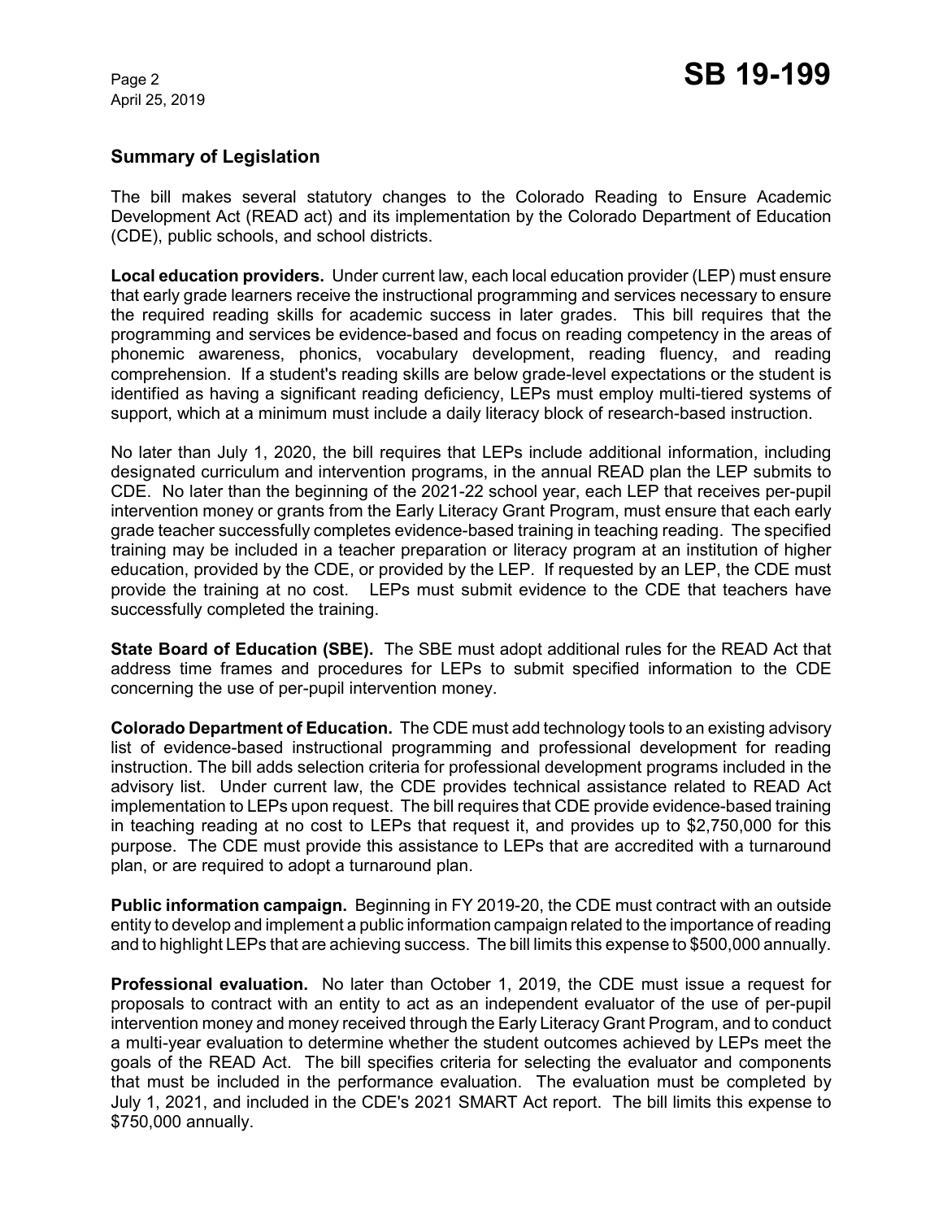## Summary of Legislation

The bill makes several statutory changes to the Colorado Reading to Ensure Academic Development Act (READ act) and its implementation by the Colorado Department of Education (CDE), public schools, and school districts.

**Local education providers.** Under current law, each local education provider (LEP) must ensure that early grade learners receive the instructional programming and services necessary to ensure the required reading skills for academic success in later grades. This bill requires that the programming and services be evidence-based and focus on reading competency in the areas of phonemic awareness, phonics, vocabulary development, reading fluency, and reading comprehension. If a student's reading skills are below grade-level expectations or the student is identified as having a significant reading deficiency, LEPs must employ multi-tiered systems of support, which at a minimum must include a daily literacy block of research-based instruction.

No later than July 1, 2020, the bill requires that LEPs include additional information, including designated curriculum and intervention programs, in the annual READ plan the LEP submits to CDE. No later than the beginning of the 2021-22 school year, each LEP that receives per-pupil intervention money or grants from the Early Literacy Grant Program, must ensure that each early grade teacher successfully completes evidence-based training in teaching reading. The specified training may be included in a teacher preparation or literacy program at an institution of higher education, provided by the CDE, or provided by the LEP. If requested by an LEP, the CDE must provide the training at no cost. LEPs must submit evidence to the CDE that teachers have successfully completed the training.

**State Board of Education (SBE).** The SBE must adopt additional rules for the READ Act that address time frames and procedures for LEPs to submit specified information to the CDE concerning the use of per-pupil intervention money.

**Colorado Department of Education.** The CDE must add technology tools to an existing advisory list of evidence-based instructional programming and professional development for reading instruction. The bill adds selection criteria for professional development programs included in the advisory list. Under current law, the CDE provides technical assistance related to READ Act implementation to LEPs upon request. The bill requires that CDE provide evidence-based training in teaching reading at no cost to LEPs that request it, and provides up to $2,750,000 for this purpose. The CDE must provide this assistance to LEPs that are accredited with a turnaround plan, or are required to adopt a turnaround plan.

**Public information campaign.** Beginning in FY 2019-20, the CDE must contract with an outside entity to develop and implement a public information campaign related to the importance of reading and to highlight LEPs that are achieving success. The bill limits this expense to $500,000 annually.

**Professional evaluation.** No later than October 1, 2019, the CDE must issue a request for proposals to contract with an entity to act as an independent evaluator of the use of per-pupil intervention money and money received through the Early Literacy Grant Program, and to conduct a multi-year evaluation to determine whether the student outcomes achieved by LEPs meet the goals of the READ Act. The bill specifies criteria for selecting the evaluator and components that must be included in the performance evaluation. The evaluation must be completed by July 1, 2021, and included in the CDE's 2021 SMART Act report. The bill limits this expense to $750,000 annually.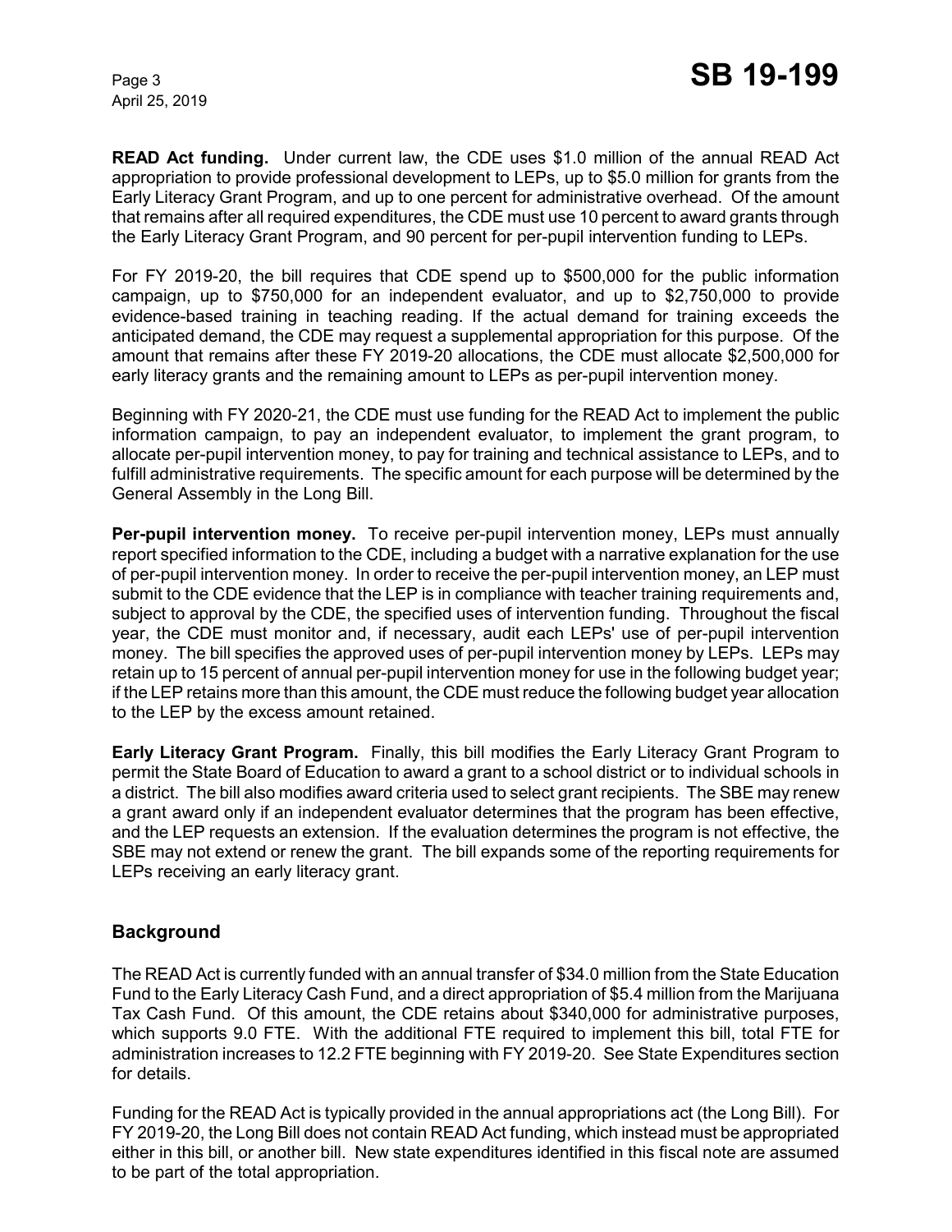**READ Act funding.** Under current law, the CDE uses $1.0 million of the annual READ Act appropriation to provide professional development to LEPs, up to $5.0 million for grants from the Early Literacy Grant Program, and up to one percent for administrative overhead. Of the amount that remains after all required expenditures, the CDE must use 10 percent to award grants through the Early Literacy Grant Program, and 90 percent for per-pupil intervention funding to LEPs.

For FY 2019-20, the bill requires that CDE spend up to $500,000 for the public information campaign, up to $750,000 for an independent evaluator, and up to $2,750,000 to provide evidence-based training in teaching reading. If the actual demand for training exceeds the anticipated demand, the CDE may request a supplemental appropriation for this purpose. Of the amount that remains after these FY 2019-20 allocations, the CDE must allocate $2,500,000 for early literacy grants and the remaining amount to LEPs as per-pupil intervention money.

Beginning with FY 2020-21, the CDE must use funding for the READ Act to implement the public information campaign, to pay an independent evaluator, to implement the grant program, to allocate per-pupil intervention money, to pay for training and technical assistance to LEPs, and to fulfill administrative requirements. The specific amount for each purpose will be determined by the General Assembly in the Long Bill.

**Per-pupil intervention money.** To receive per-pupil intervention money, LEPs must annually report specified information to the CDE, including a budget with a narrative explanation for the use of per-pupil intervention money. In order to receive the per-pupil intervention money, an LEP must submit to the CDE evidence that the LEP is in compliance with teacher training requirements and, subject to approval by the CDE, the specified uses of intervention funding. Throughout the fiscal year, the CDE must monitor and, if necessary, audit each LEPs' use of per-pupil intervention money. The bill specifies the approved uses of per-pupil intervention money by LEPs. LEPs may retain up to 15 percent of annual per-pupil intervention money for use in the following budget year; if the LEP retains more than this amount, the CDE must reduce the following budget year allocation to the LEP by the excess amount retained.

**Early Literacy Grant Program.** Finally, this bill modifies the Early Literacy Grant Program to permit the State Board of Education to award a grant to a school district or to individual schools in a district. The bill also modifies award criteria used to select grant recipients. The SBE may renew a grant award only if an independent evaluator determines that the program has been effective, and the LEP requests an extension. If the evaluation determines the program is not effective, the SBE may not extend or renew the grant. The bill expands some of the reporting requirements for LEPs receiving an early literacy grant.

## Background

The READ Act is currently funded with an annual transfer of $34.0 million from the State Education Fund to the Early Literacy Cash Fund, and a direct appropriation of $5.4 million from the Marijuana Tax Cash Fund. Of this amount, the CDE retains about $340,000 for administrative purposes, which supports 9.0 FTE. With the additional FTE required to implement this bill, total FTE for administration increases to 12.2 FTE beginning with FY 2019-20. See State Expenditures section for details.

Funding for the READ Act is typically provided in the annual appropriations act (the Long Bill). For FY 2019-20, the Long Bill does not contain READ Act funding, which instead must be appropriated either in this bill, or another bill. New state expenditures identified in this fiscal note are assumed to be part of the total appropriation.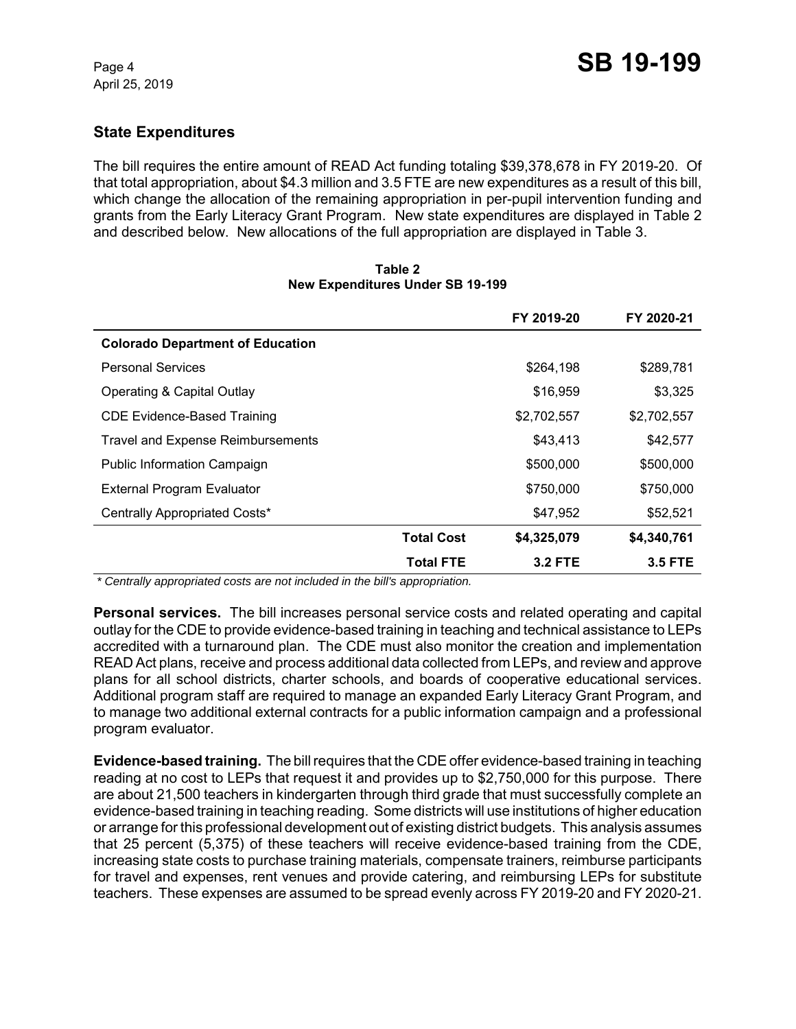## State Expenditures

The bill requires the entire amount of READ Act funding totaling $39,378,678 in FY 2019-20. Of that total appropriation, about $4.3 million and 3.5 FTE are new expenditures as a result of this bill, which change the allocation of the remaining appropriation in per-pupil intervention funding and grants from the Early Literacy Grant Program. New state expenditures are displayed in Table 2 and described below. New allocations of the full appropriation are displayed in Table 3.

**Table 2**
**New Expenditures Under SB 19-199**

| | | FY 2019-20 | FY 2020-21 |
|---|---|---|---|
| **Colorado Department of Education** | | | |
| Personal Services | | $264,198 | $289,781 |
| Operating & Capital Outlay | | $16,959 | $3,325 |
| CDE Evidence-Based Training | | $2,702,557 | $2,702,557 |
| Travel and Expense Reimbursements | | $43,413 | $42,577 |
| Public Information Campaign | | $500,000 | $500,000 |
| External Program Evaluator | | $750,000 | $750,000 |
| Centrally Appropriated Costs* | | $47,952 | $52,521 |
| | **Total Cost** | **$4,325,079** | **$4,340,761** |
| | **Total FTE** | **3.2 FTE** | **3.5 FTE** |

*\* Centrally appropriated costs are not included in the bill's appropriation.*

**Personal services.** The bill increases personal service costs and related operating and capital outlay for the CDE to provide evidence-based training in teaching and technical assistance to LEPs accredited with a turnaround plan. The CDE must also monitor the creation and implementation READ Act plans, receive and process additional data collected from LEPs, and review and approve plans for all school districts, charter schools, and boards of cooperative educational services. Additional program staff are required to manage an expanded Early Literacy Grant Program, and to manage two additional external contracts for a public information campaign and a professional program evaluator.

**Evidence-based training.** The bill requires that the CDE offer evidence-based training in teaching reading at no cost to LEPs that request it and provides up to $2,750,000 for this purpose. There are about 21,500 teachers in kindergarten through third grade that must successfully complete an evidence-based training in teaching reading. Some districts will use institutions of higher education or arrange for this professional development out of existing district budgets. This analysis assumes that 25 percent (5,375) of these teachers will receive evidence-based training from the CDE, increasing state costs to purchase training materials, compensate trainers, reimburse participants for travel and expenses, rent venues and provide catering, and reimbursing LEPs for substitute teachers. These expenses are assumed to be spread evenly across FY 2019-20 and FY 2020-21.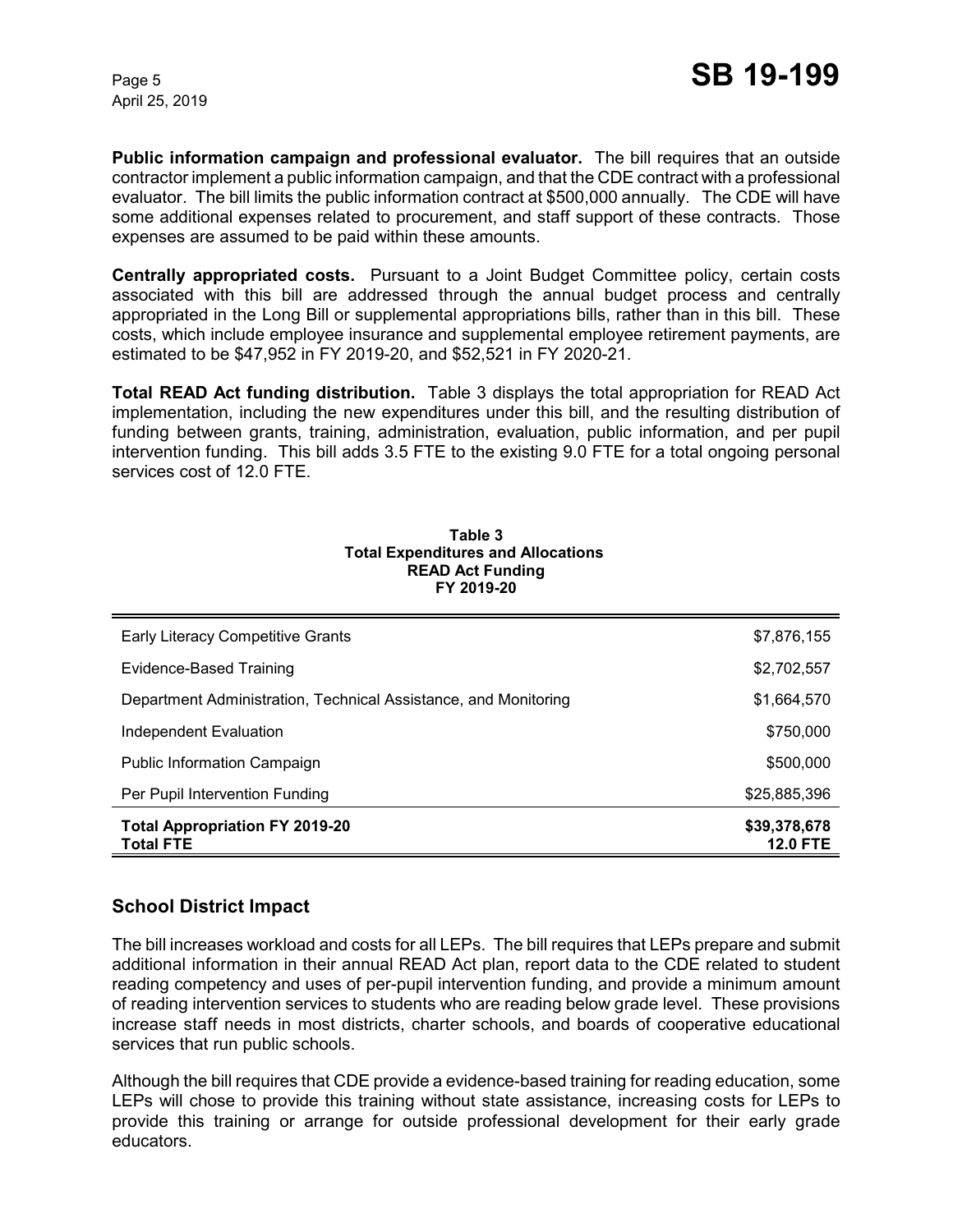**Public information campaign and professional evaluator.** The bill requires that an outside contractor implement a public information campaign, and that the CDE contract with a professional evaluator. The bill limits the public information contract at $500,000 annually. The CDE will have some additional expenses related to procurement, and staff support of these contracts. Those expenses are assumed to be paid within these amounts.

**Centrally appropriated costs.** Pursuant to a Joint Budget Committee policy, certain costs associated with this bill are addressed through the annual budget process and centrally appropriated in the Long Bill or supplemental appropriations bills, rather than in this bill. These costs, which include employee insurance and supplemental employee retirement payments, are estimated to be $47,952 in FY 2019-20, and $52,521 in FY 2020-21.

**Total READ Act funding distribution.** Table 3 displays the total appropriation for READ Act implementation, including the new expenditures under this bill, and the resulting distribution of funding between grants, training, administration, evaluation, public information, and per pupil intervention funding. This bill adds 3.5 FTE to the existing 9.0 FTE for a total ongoing personal services cost of 12.0 FTE.

**Table 3**
**Total Expenditures and Allocations**
**READ Act Funding**
**FY 2019-20**

| | |
|---|---:|
| Early Literacy Competitive Grants | $7,876,155 |
| Evidence-Based Training | $2,702,557 |
| Department Administration, Technical Assistance, and Monitoring | $1,664,570 |
| Independent Evaluation | $750,000 |
| Public Information Campaign | $500,000 |
| Per Pupil Intervention Funding | $25,885,396 |
| **Total Appropriation FY 2019-20** | **$39,378,678** |
| **Total FTE** | **12.0 FTE** |

## School District Impact

The bill increases workload and costs for all LEPs. The bill requires that LEPs prepare and submit additional information in their annual READ Act plan, report data to the CDE related to student reading competency and uses of per-pupil intervention funding, and provide a minimum amount of reading intervention services to students who are reading below grade level. These provisions increase staff needs in most districts, charter schools, and boards of cooperative educational services that run public schools.

Although the bill requires that CDE provide a evidence-based training for reading education, some LEPs will chose to provide this training without state assistance, increasing costs for LEPs to provide this training or arrange for outside professional development for their early grade educators.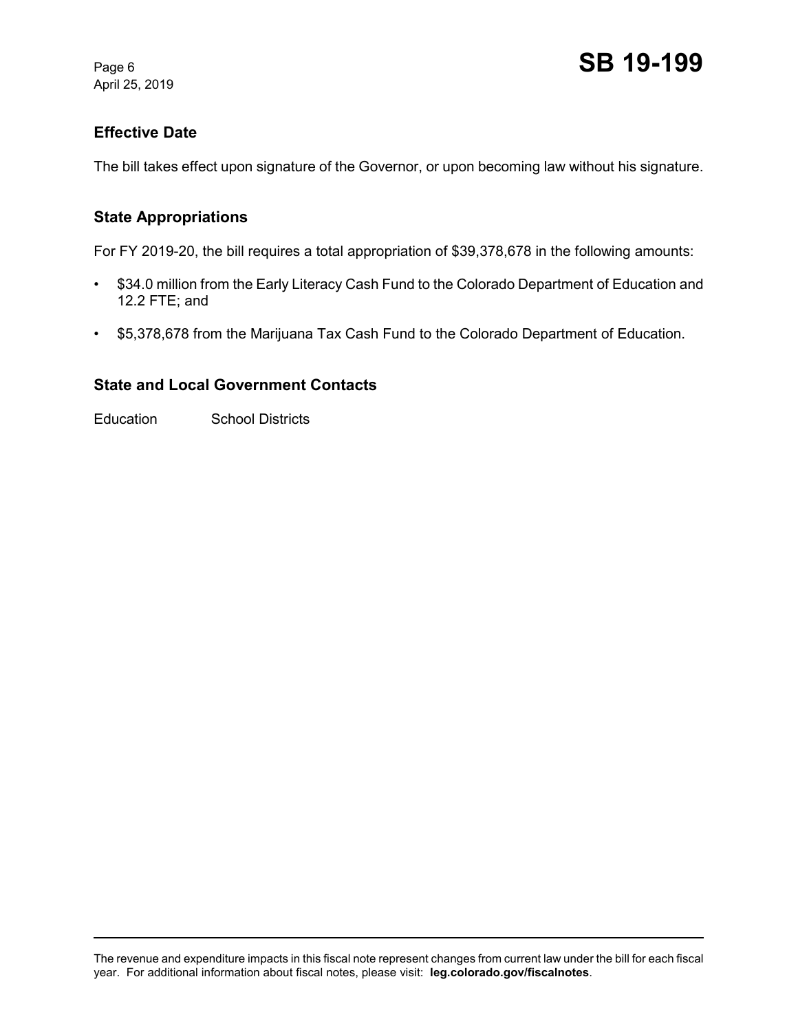## Effective Date

The bill takes effect upon signature of the Governor, or upon becoming law without his signature.

## State Appropriations

For FY 2019-20, the bill requires a total appropriation of $39,378,678 in the following amounts:

- $34.0 million from the Early Literacy Cash Fund to the Colorado Department of Education and 12.2 FTE; and
- $5,378,678 from the Marijuana Tax Cash Fund to the Colorado Department of Education.

## State and Local Government Contacts

Education School Districts

The revenue and expenditure impacts in this fiscal note represent changes from current law under the bill for each fiscal year. For additional information about fiscal notes, please visit: **leg.colorado.gov/fiscalnotes**.